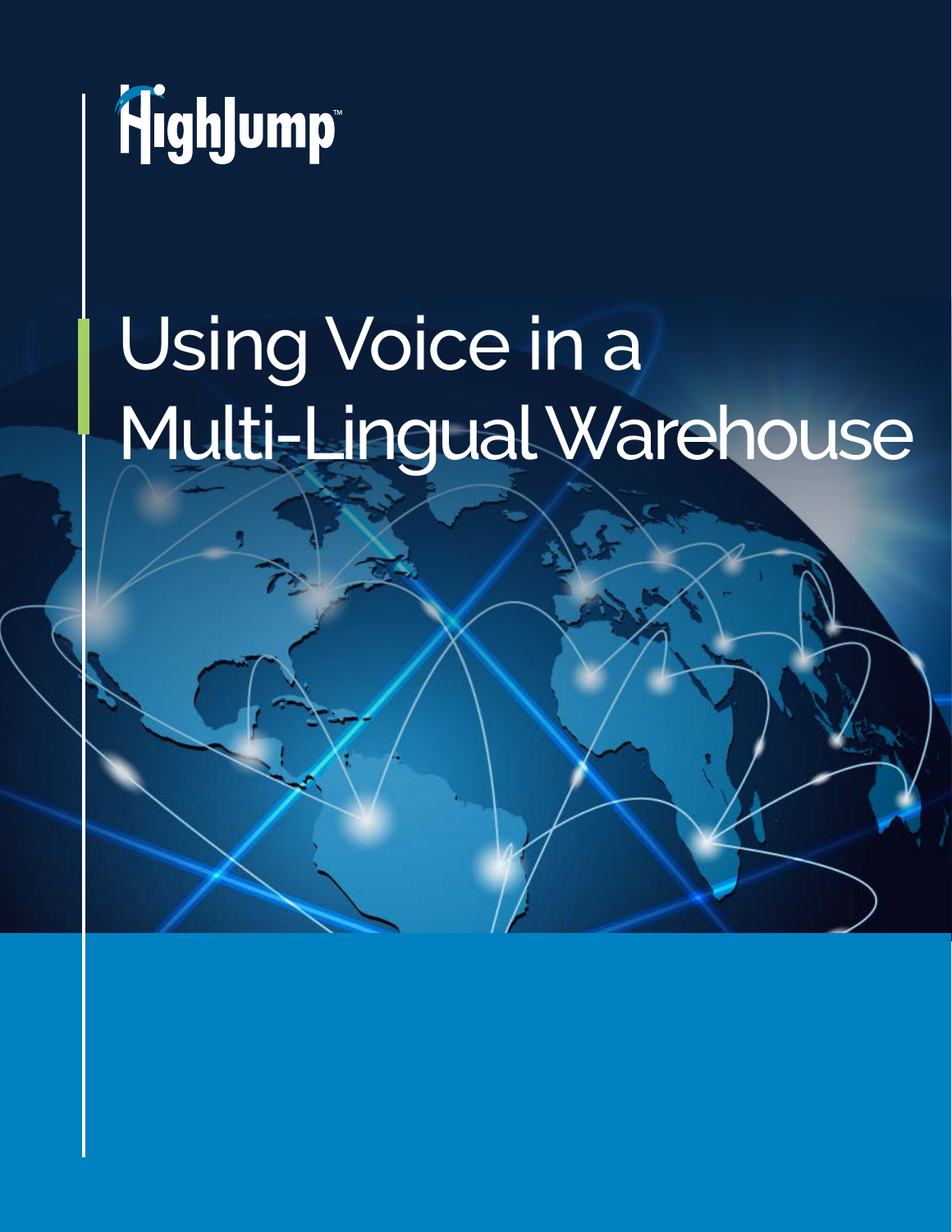HighJump™

# Using Voice in a Multi-Lingual Warehouse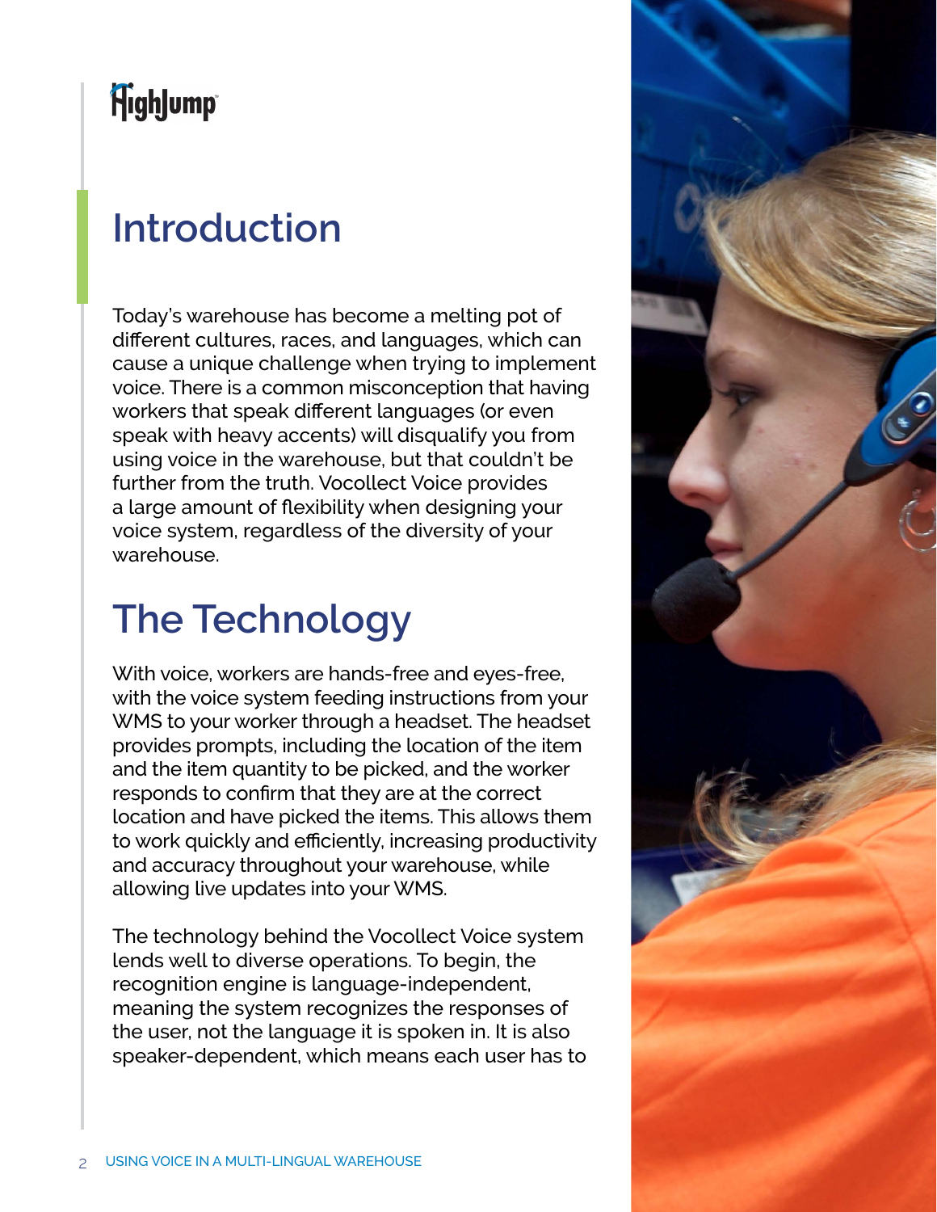## Introduction

Today's warehouse has become a melting pot of different cultures, races, and languages, which can cause a unique challenge when trying to implement voice. There is a common misconception that having workers that speak different languages (or even speak with heavy accents) will disqualify you from using voice in the warehouse, but that couldn't be further from the truth. Vocollect Voice provides a large amount of flexibility when designing your voice system, regardless of the diversity of your warehouse.

## The Technology

With voice, workers are hands-free and eyes-free, with the voice system feeding instructions from your WMS to your worker through a headset. The headset provides prompts, including the location of the item and the item quantity to be picked, and the worker responds to confirm that they are at the correct location and have picked the items. This allows them to work quickly and efficiently, increasing productivity and accuracy throughout your warehouse, while allowing live updates into your WMS.

The technology behind the Vocollect Voice system lends well to diverse operations. To begin, the recognition engine is language-independent, meaning the system recognizes the responses of the user, not the language it is spoken in. It is also speaker-dependent, which means each user has to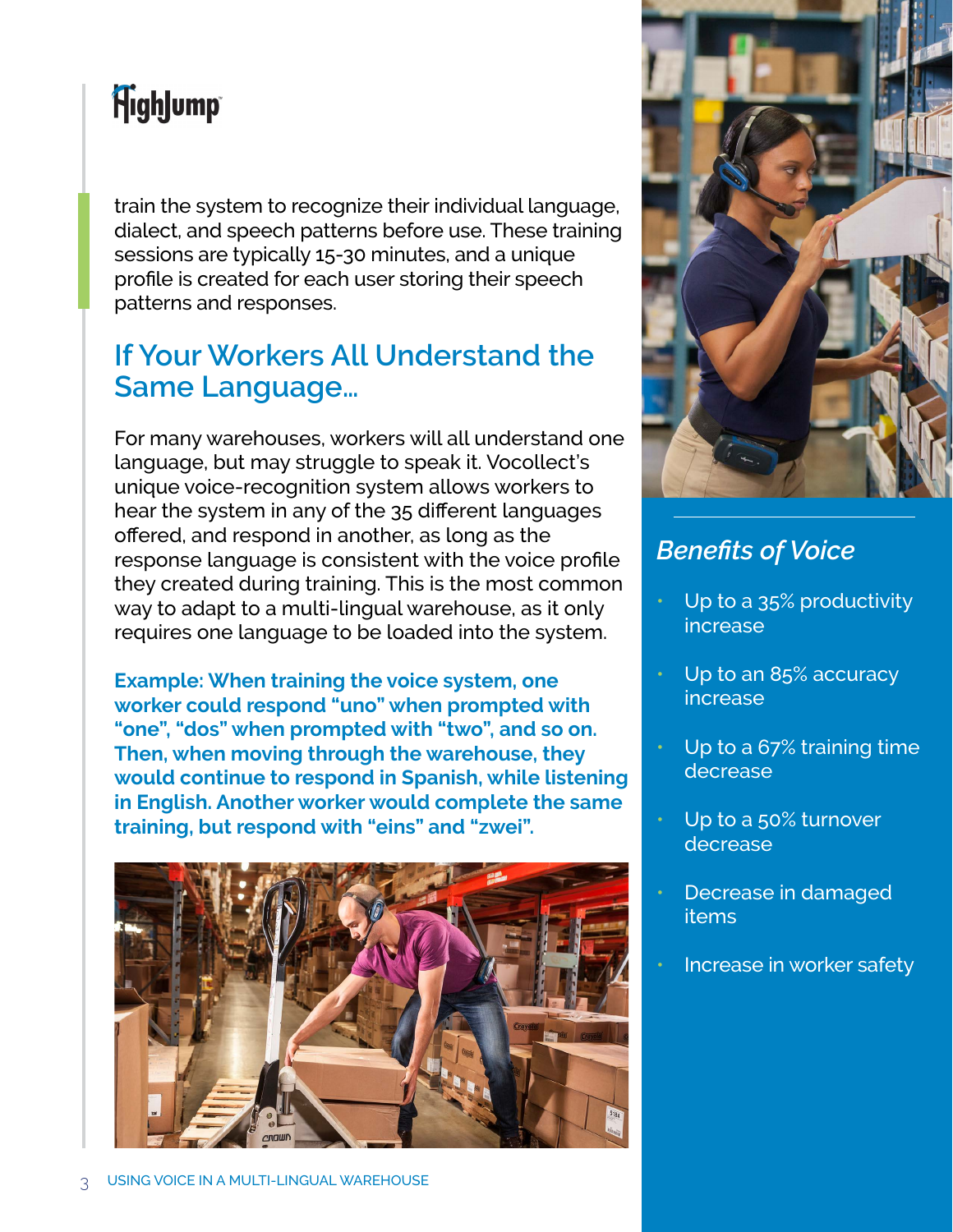train the system to recognize their individual language, dialect, and speech patterns before use. These training sessions are typically 15-30 minutes, and a unique profile is created for each user storing their speech patterns and responses.

## If Your Workers All Understand the Same Language...

For many warehouses, workers will all understand one language, but may struggle to speak it. Vocollect's unique voice-recognition system allows workers to hear the system in any of the 35 different languages offered, and respond in another, as long as the response language is consistent with the voice profile they created during training. This is the most common way to adapt to a multi-lingual warehouse, as it only requires one language to be loaded into the system.

**Example: When training the voice system, one worker could respond "uno" when prompted with "one", "dos" when prompted with "two", and so on. Then, when moving through the warehouse, they would continue to respond in Spanish, while listening in English. Another worker would complete the same training, but respond with "eins" and "zwei".**

### *Benefits of Voice*

- Up to a 35% productivity increase
- Up to an 85% accuracy increase
- Up to a 67% training time decrease
- Up to a 50% turnover decrease
- Decrease in damaged items
- Increase in worker safety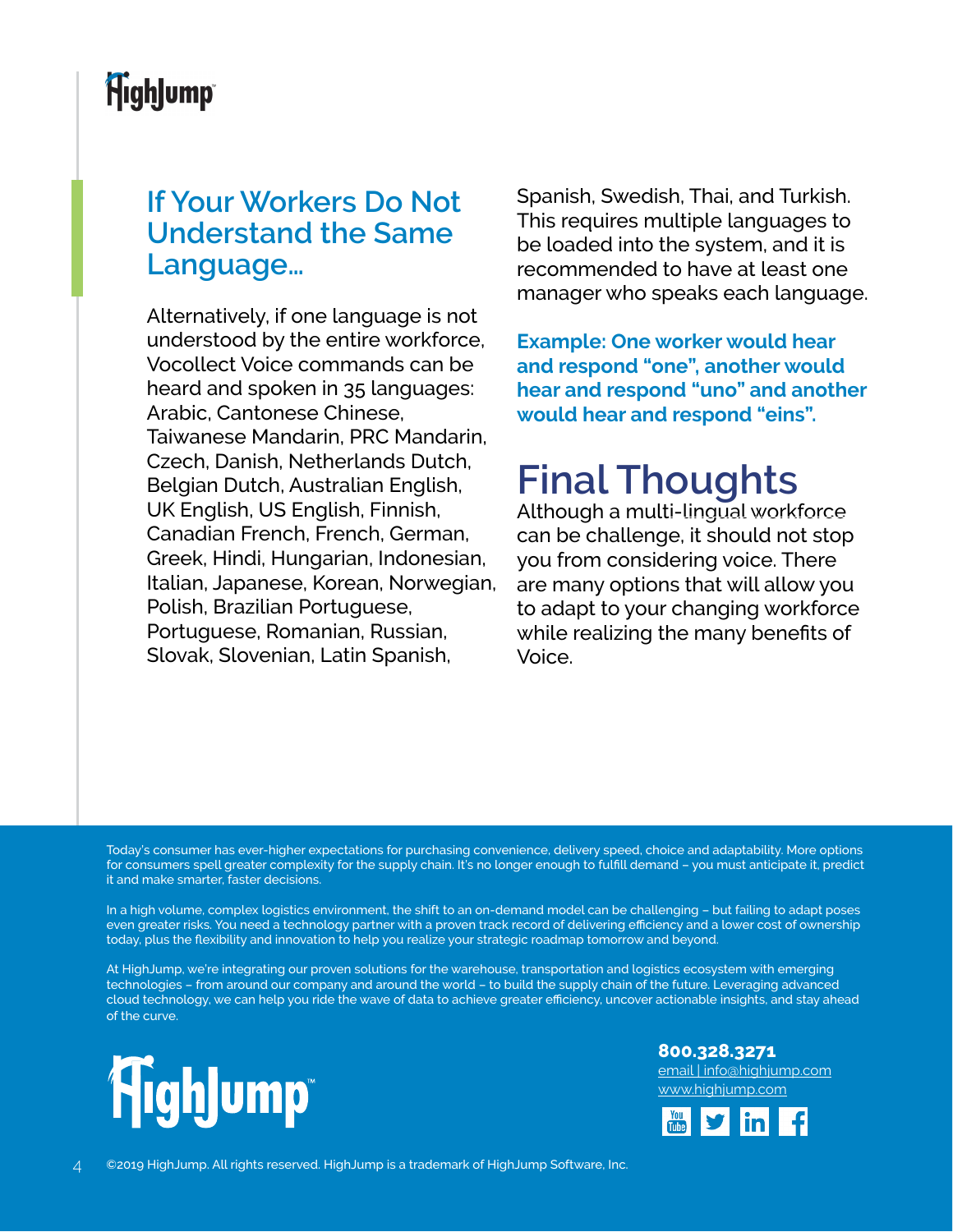## If Your Workers Do Not Understand the Same Language...

Alternatively, if one language is not understood by the entire workforce, Vocollect Voice commands can be heard and spoken in 35 languages: Arabic, Cantonese Chinese, Taiwanese Mandarin, PRC Mandarin, Czech, Danish, Netherlands Dutch, Belgian Dutch, Australian English, UK English, US English, Finnish, Canadian French, French, German, Greek, Hindi, Hungarian, Indonesian, Italian, Japanese, Korean, Norwegian, Polish, Brazilian Portuguese, Portuguese, Romanian, Russian, Slovak, Slovenian, Latin Spanish, Spanish, Swedish, Thai, and Turkish. This requires multiple languages to be loaded into the system, and it is recommended to have at least one manager who speaks each language.

**Example: One worker would hear and respond "one", another would hear and respond "uno" and another would hear and respond "eins".**

# Final Thoughts

Although a multi-lingual workforce can be challenge, it should not stop you from considering voice. There are many options that will allow you to adapt to your changing workforce while realizing the many benefits of Voice.

Today's consumer has ever-higher expectations for purchasing convenience, delivery speed, choice and adaptability. More options for consumers spell greater complexity for the supply chain. It's no longer enough to fulfill demand – you must anticipate it, predict it and make smarter, faster decisions.

In a high volume, complex logistics environment, the shift to an on-demand model can be challenging – but failing to adapt poses even greater risks. You need a technology partner with a proven track record of delivering efficiency and a lower cost of ownership today, plus the flexibility and innovation to help you realize your strategic roadmap tomorrow and beyond.

At HighJump, we're integrating our proven solutions for the warehouse, transportation and logistics ecosystem with emerging technologies – from around our company and around the world – to build the supply chain of the future. Leveraging advanced cloud technology, we can help you ride the wave of data to achieve greater efficiency, uncover actionable insights, and stay ahead of the curve.

HighJump™

**800.328.3271**
email | info@highjump.com
www.highjump.com

©2019 HighJump. All rights reserved. HighJump is a trademark of HighJump Software, Inc.